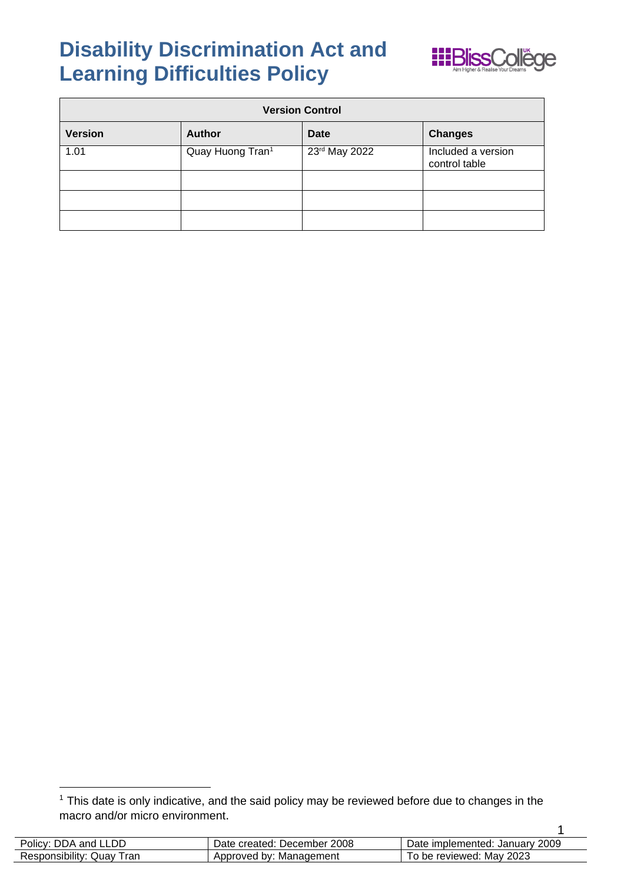# Disability Discrimination Act and Learning Difficulties Policy

| Version Control | | | |
|---|---|---|---|
| **Version** | **Author** | **Date** | **Changes** |
| 1.01 | Quay Huong Tran[1] | 23rd May 2022 | Included a version control table |
| | | | |
| | | | |
| | | | |

[1] This date is only indicative, and the said policy may be reviewed before due to changes in the macro and/or micro environment.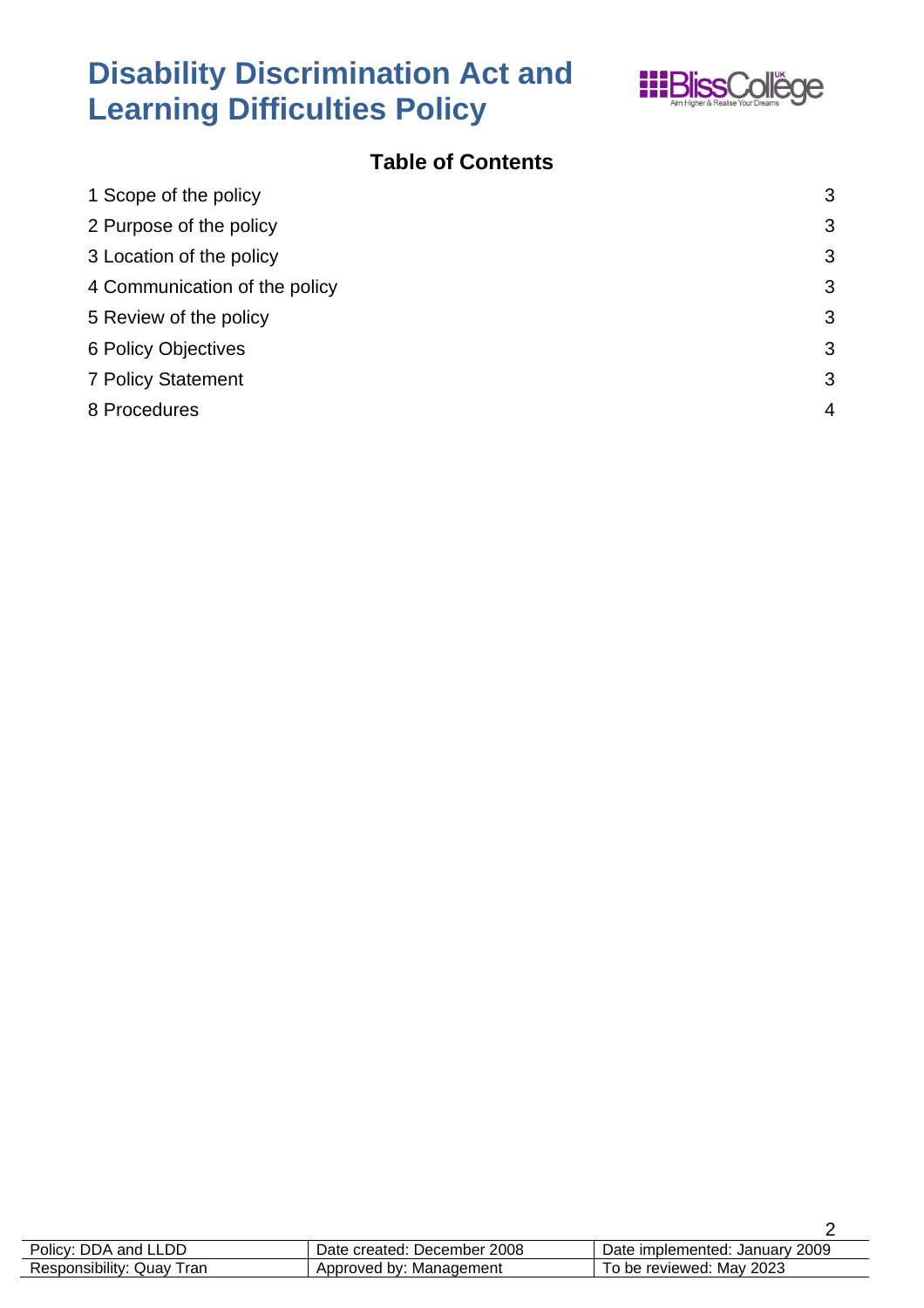# Disability Discrimination Act and Learning Difficulties Policy

## Table of Contents

1 Scope of the policy 3
2 Purpose of the policy 3
3 Location of the policy 3
4 Communication of the policy 3
5 Review of the policy 3
6 Policy Objectives 3
7 Policy Statement 3
8 Procedures 4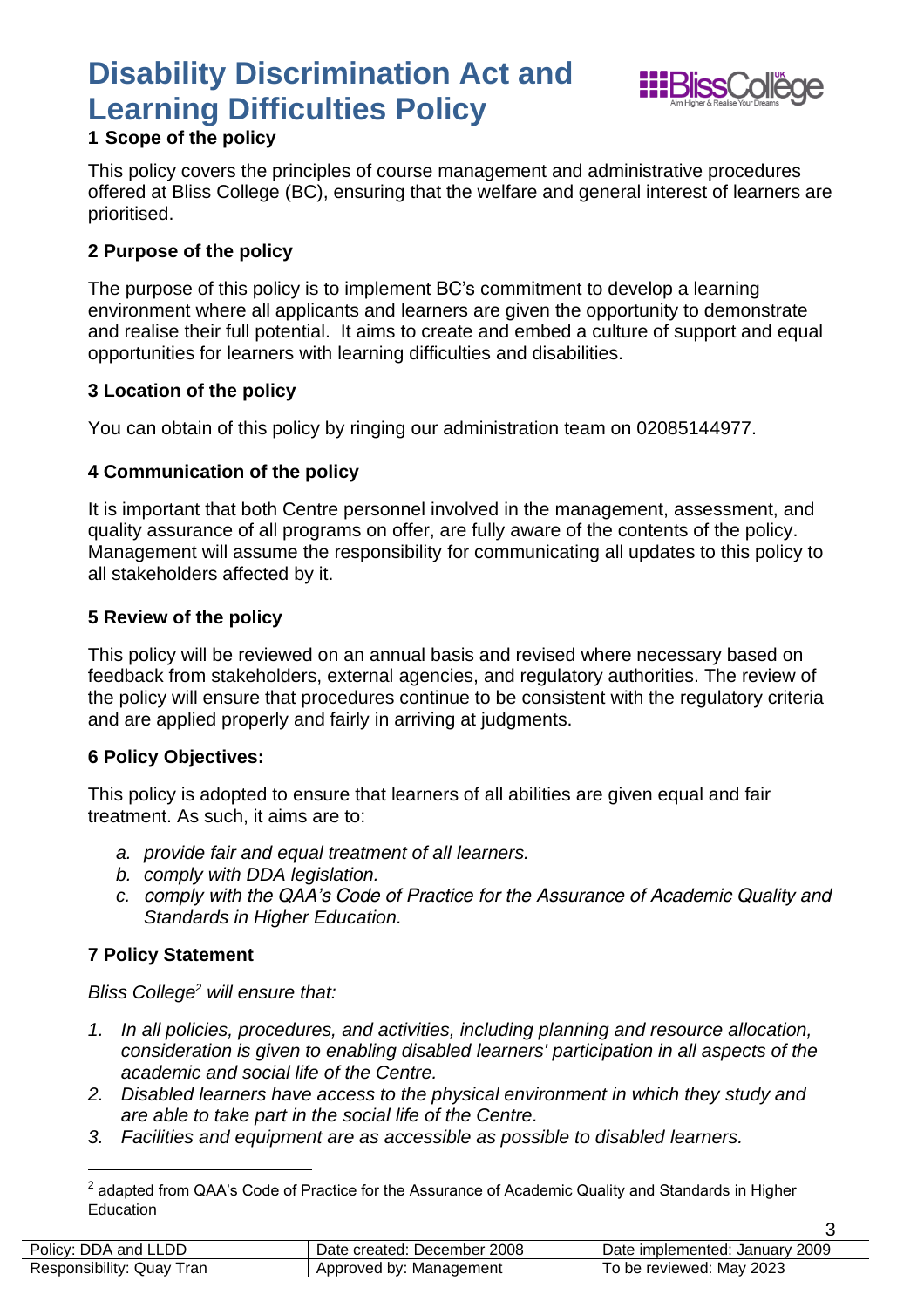# Disability Discrimination Act and Learning Difficulties Policy

## 1 Scope of the policy

This policy covers the principles of course management and administrative procedures offered at Bliss College (BC), ensuring that the welfare and general interest of learners are prioritised.

## 2 Purpose of the policy

The purpose of this policy is to implement BC's commitment to develop a learning environment where all applicants and learners are given the opportunity to demonstrate and realise their full potential. It aims to create and embed a culture of support and equal opportunities for learners with learning difficulties and disabilities.

## 3 Location of the policy

You can obtain of this policy by ringing our administration team on 02085144977.

## 4 Communication of the policy

It is important that both Centre personnel involved in the management, assessment, and quality assurance of all programs on offer, are fully aware of the contents of the policy. Management will assume the responsibility for communicating all updates to this policy to all stakeholders affected by it.

## 5 Review of the policy

This policy will be reviewed on an annual basis and revised where necessary based on feedback from stakeholders, external agencies, and regulatory authorities. The review of the policy will ensure that procedures continue to be consistent with the regulatory criteria and are applied properly and fairly in arriving at judgments.

## 6 Policy Objectives:

This policy is adopted to ensure that learners of all abilities are given equal and fair treatment. As such, it aims are to:

a. *provide fair and equal treatment of all learners.*
b. *comply with DDA legislation.*
c. *comply with the QAA's Code of Practice for the Assurance of Academic Quality and Standards in Higher Education.*

## 7 Policy Statement

*Bliss College[2] will ensure that:*

1. *In all policies, procedures, and activities, including planning and resource allocation, consideration is given to enabling disabled learners' participation in all aspects of the academic and social life of the Centre.*
2. *Disabled learners have access to the physical environment in which they study and are able to take part in the social life of the Centre.*
3. *Facilities and equipment are as accessible as possible to disabled learners.*

[2] adapted from QAA's Code of Practice for the Assurance of Academic Quality and Standards in Higher Education

| Policy: DDA and LLDD | Date created: December 2008 | Date implemented: January 2009 |
|---|---|---|
| Responsibility: Quay Tran | Approved by: Management | To be reviewed: May 2023 |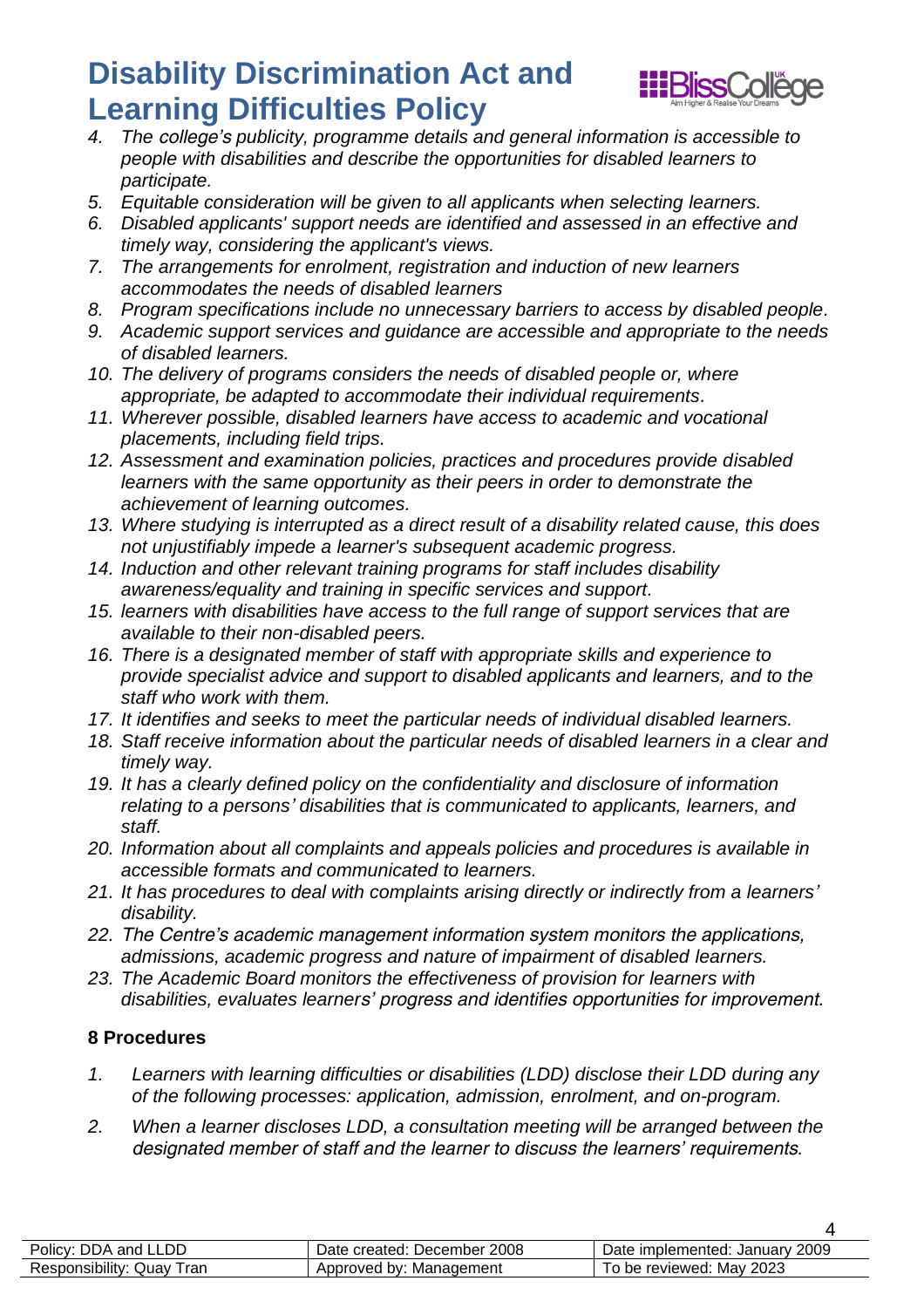4. *The college's publicity, programme details and general information is accessible to people with disabilities and describe the opportunities for disabled learners to participate.*
5. *Equitable consideration will be given to all applicants when selecting learners.*
6. *Disabled applicants' support needs are identified and assessed in an effective and timely way, considering the applicant's views.*
7. *The arrangements for enrolment, registration and induction of new learners accommodates the needs of disabled learners*
8. *Program specifications include no unnecessary barriers to access by disabled people.*
9. *Academic support services and guidance are accessible and appropriate to the needs of disabled learners.*
10. *The delivery of programs considers the needs of disabled people or, where appropriate, be adapted to accommodate their individual requirements.*
11. *Wherever possible, disabled learners have access to academic and vocational placements, including field trips.*
12. *Assessment and examination policies, practices and procedures provide disabled learners with the same opportunity as their peers in order to demonstrate the achievement of learning outcomes.*
13. *Where studying is interrupted as a direct result of a disability related cause, this does not unjustifiably impede a learner's subsequent academic progress.*
14. *Induction and other relevant training programs for staff includes disability awareness/equality and training in specific services and support.*
15. *learners with disabilities have access to the full range of support services that are available to their non-disabled peers.*
16. *There is a designated member of staff with appropriate skills and experience to provide specialist advice and support to disabled applicants and learners, and to the staff who work with them.*
17. *It identifies and seeks to meet the particular needs of individual disabled learners.*
18. *Staff receive information about the particular needs of disabled learners in a clear and timely way.*
19. *It has a clearly defined policy on the confidentiality and disclosure of information relating to a persons' disabilities that is communicated to applicants, learners, and staff.*
20. *Information about all complaints and appeals policies and procedures is available in accessible formats and communicated to learners.*
21. *It has procedures to deal with complaints arising directly or indirectly from a learners' disability.*
22. *The Centre's academic management information system monitors the applications, admissions, academic progress and nature of impairment of disabled learners.*
23. *The Academic Board monitors the effectiveness of provision for learners with disabilities, evaluates learners' progress and identifies opportunities for improvement.*

## 8 Procedures

1. *Learners with learning difficulties or disabilities (LDD) disclose their LDD during any of the following processes: application, admission, enrolment, and on-program.*
2. *When a learner discloses LDD, a consultation meeting will be arranged between the designated member of staff and the learner to discuss the learners' requirements.*

| Policy: DDA and LLDD | Date created: December 2008 | Date implemented: January 2009 |
|---|---|---|
| Responsibility: Quay Tran | Approved by: Management | To be reviewed: May 2023 |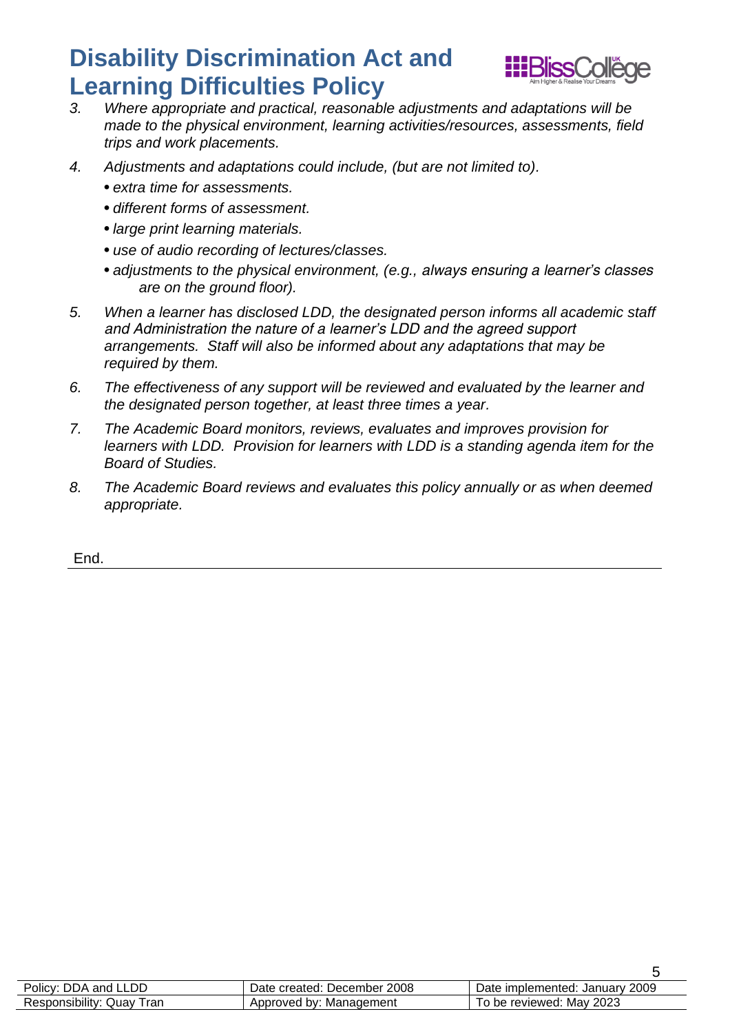3. *Where appropriate and practical, reasonable adjustments and adaptations will be made to the physical environment, learning activities/resources, assessments, field trips and work placements.*

4. *Adjustments and adaptations could include, (but are not limited to).*
   - *extra time for assessments.*
   - *different forms of assessment.*
   - *large print learning materials.*
   - *use of audio recording of lectures/classes.*
   - *adjustments to the physical environment, (e.g., always ensuring a learner's classes are on the ground floor).*

5. *When a learner has disclosed LDD, the designated person informs all academic staff and Administration the nature of a learner's LDD and the agreed support arrangements. Staff will also be informed about any adaptations that may be required by them.*

6. *The effectiveness of any support will be reviewed and evaluated by the learner and the designated person together, at least three times a year.*

7. *The Academic Board monitors, reviews, evaluates and improves provision for learners with LDD. Provision for learners with LDD is a standing agenda item for the Board of Studies.*

8. *The Academic Board reviews and evaluates this policy annually or as when deemed appropriate.*

End.